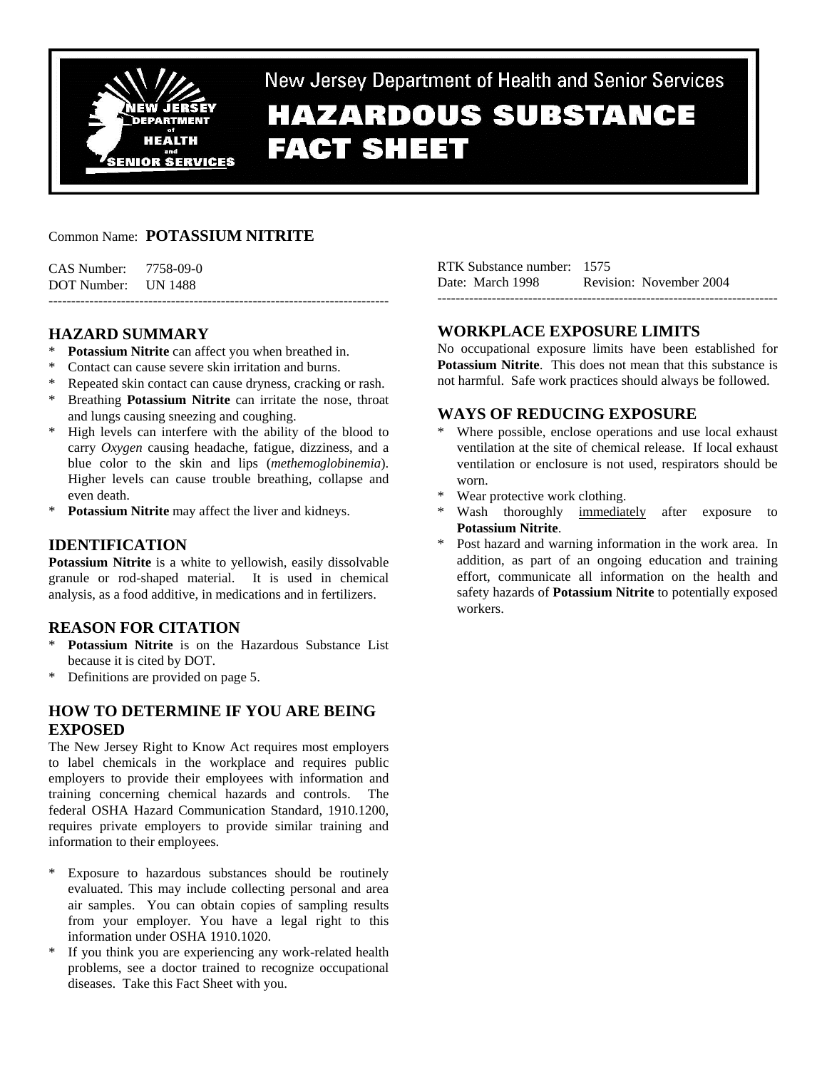New Jersey Department of Health and Senior Services

# HAZARDOUS SUBSTANCE FACT SHEET

Common Name: **POTASSIUM NITRITE**

CAS Number: 7758-09-0
DOT Number: UN 1488

RTK Substance number: 1575
Date: March 1998 Revision: November 2004

---

## HAZARD SUMMARY

* **Potassium Nitrite** can affect you when breathed in.
* Contact can cause severe skin irritation and burns.
* Repeated skin contact can cause dryness, cracking or rash.
* Breathing **Potassium Nitrite** can irritate the nose, throat and lungs causing sneezing and coughing.
* High levels can interfere with the ability of the blood to carry *Oxygen* causing headache, fatigue, dizziness, and a blue color to the skin and lips (*methemoglobinemia*). Higher levels can cause trouble breathing, collapse and even death.
* **Potassium Nitrite** may affect the liver and kidneys.

## IDENTIFICATION

**Potassium Nitrite** is a white to yellowish, easily dissolvable granule or rod-shaped material. It is used in chemical analysis, as a food additive, in medications and in fertilizers.

## REASON FOR CITATION

* **Potassium Nitrite** is on the Hazardous Substance List because it is cited by DOT.
* Definitions are provided on page 5.

## HOW TO DETERMINE IF YOU ARE BEING EXPOSED

The New Jersey Right to Know Act requires most employers to label chemicals in the workplace and requires public employers to provide their employees with information and training concerning chemical hazards and controls. The federal OSHA Hazard Communication Standard, 1910.1200, requires private employers to provide similar training and information to their employees.

* Exposure to hazardous substances should be routinely evaluated. This may include collecting personal and area air samples. You can obtain copies of sampling results from your employer. You have a legal right to this information under OSHA 1910.1020.
* If you think you are experiencing any work-related health problems, see a doctor trained to recognize occupational diseases. Take this Fact Sheet with you.

## WORKPLACE EXPOSURE LIMITS

No occupational exposure limits have been established for **Potassium Nitrite**. This does not mean that this substance is not harmful. Safe work practices should always be followed.

## WAYS OF REDUCING EXPOSURE

* Where possible, enclose operations and use local exhaust ventilation at the site of chemical release. If local exhaust ventilation or enclosure is not used, respirators should be worn.
* Wear protective work clothing.
* Wash thoroughly immediately after exposure to **Potassium Nitrite**.
* Post hazard and warning information in the work area. In addition, as part of an ongoing education and training effort, communicate all information on the health and safety hazards of **Potassium Nitrite** to potentially exposed workers.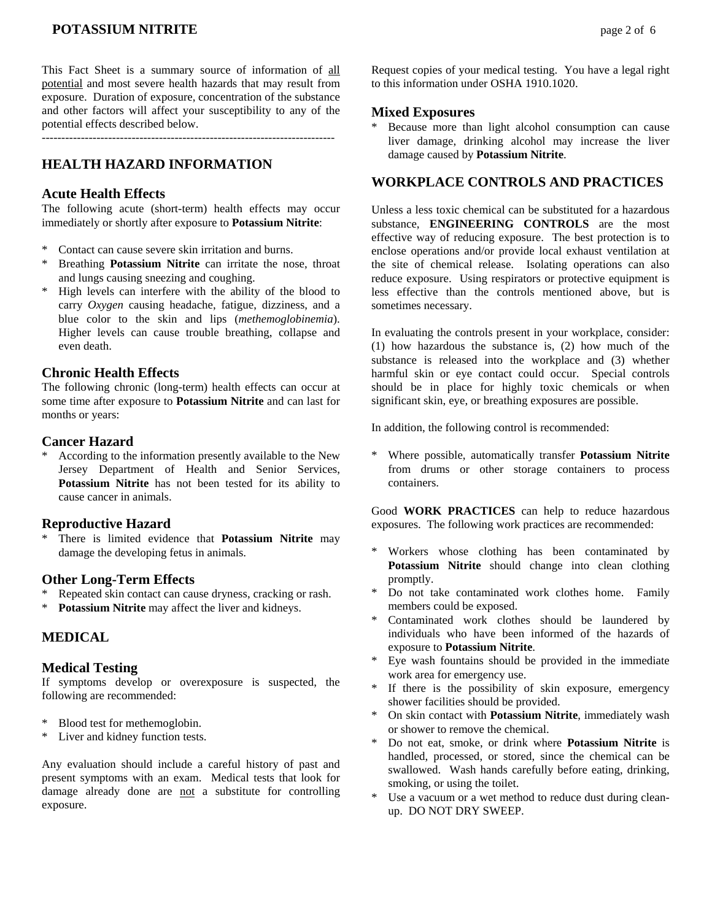This Fact Sheet is a summary source of information of <u>all potential</u> and most severe health hazards that may result from exposure. Duration of exposure, concentration of the substance and other factors will affect your susceptibility to any of the potential effects described below.

---

## HEALTH HAZARD INFORMATION

### Acute Health Effects

The following acute (short-term) health effects may occur immediately or shortly after exposure to **Potassium Nitrite**:

* Contact can cause severe skin irritation and burns.
* Breathing **Potassium Nitrite** can irritate the nose, throat and lungs causing sneezing and coughing.
* High levels can interfere with the ability of the blood to carry *Oxygen* causing headache, fatigue, dizziness, and a blue color to the skin and lips (*methemoglobinemia*). Higher levels can cause trouble breathing, collapse and even death.

### Chronic Health Effects

The following chronic (long-term) health effects can occur at some time after exposure to **Potassium Nitrite** and can last for months or years:

### Cancer Hazard

* According to the information presently available to the New Jersey Department of Health and Senior Services, **Potassium Nitrite** has not been tested for its ability to cause cancer in animals.

### Reproductive Hazard

* There is limited evidence that **Potassium Nitrite** may damage the developing fetus in animals.

### Other Long-Term Effects

* Repeated skin contact can cause dryness, cracking or rash.
* **Potassium Nitrite** may affect the liver and kidneys.

## MEDICAL

### Medical Testing

If symptoms develop or overexposure is suspected, the following are recommended:

* Blood test for methemoglobin.
* Liver and kidney function tests.

Any evaluation should include a careful history of past and present symptoms with an exam. Medical tests that look for damage already done are <u>not</u> a substitute for controlling exposure.

Request copies of your medical testing. You have a legal right to this information under OSHA 1910.1020.

### Mixed Exposures

* Because more than light alcohol consumption can cause liver damage, drinking alcohol may increase the liver damage caused by **Potassium Nitrite**.

## WORKPLACE CONTROLS AND PRACTICES

Unless a less toxic chemical can be substituted for a hazardous substance, **ENGINEERING CONTROLS** are the most effective way of reducing exposure. The best protection is to enclose operations and/or provide local exhaust ventilation at the site of chemical release. Isolating operations can also reduce exposure. Using respirators or protective equipment is less effective than the controls mentioned above, but is sometimes necessary.

In evaluating the controls present in your workplace, consider: (1) how hazardous the substance is, (2) how much of the substance is released into the workplace and (3) whether harmful skin or eye contact could occur. Special controls should be in place for highly toxic chemicals or when significant skin, eye, or breathing exposures are possible.

In addition, the following control is recommended:

* Where possible, automatically transfer **Potassium Nitrite** from drums or other storage containers to process containers.

Good **WORK PRACTICES** can help to reduce hazardous exposures. The following work practices are recommended:

* Workers whose clothing has been contaminated by **Potassium Nitrite** should change into clean clothing promptly.
* Do not take contaminated work clothes home. Family members could be exposed.
* Contaminated work clothes should be laundered by individuals who have been informed of the hazards of exposure to **Potassium Nitrite**.
* Eye wash fountains should be provided in the immediate work area for emergency use.
* If there is the possibility of skin exposure, emergency shower facilities should be provided.
* On skin contact with **Potassium Nitrite**, immediately wash or shower to remove the chemical.
* Do not eat, smoke, or drink where **Potassium Nitrite** is handled, processed, or stored, since the chemical can be swallowed. Wash hands carefully before eating, drinking, smoking, or using the toilet.
* Use a vacuum or a wet method to reduce dust during clean-up. DO NOT DRY SWEEP.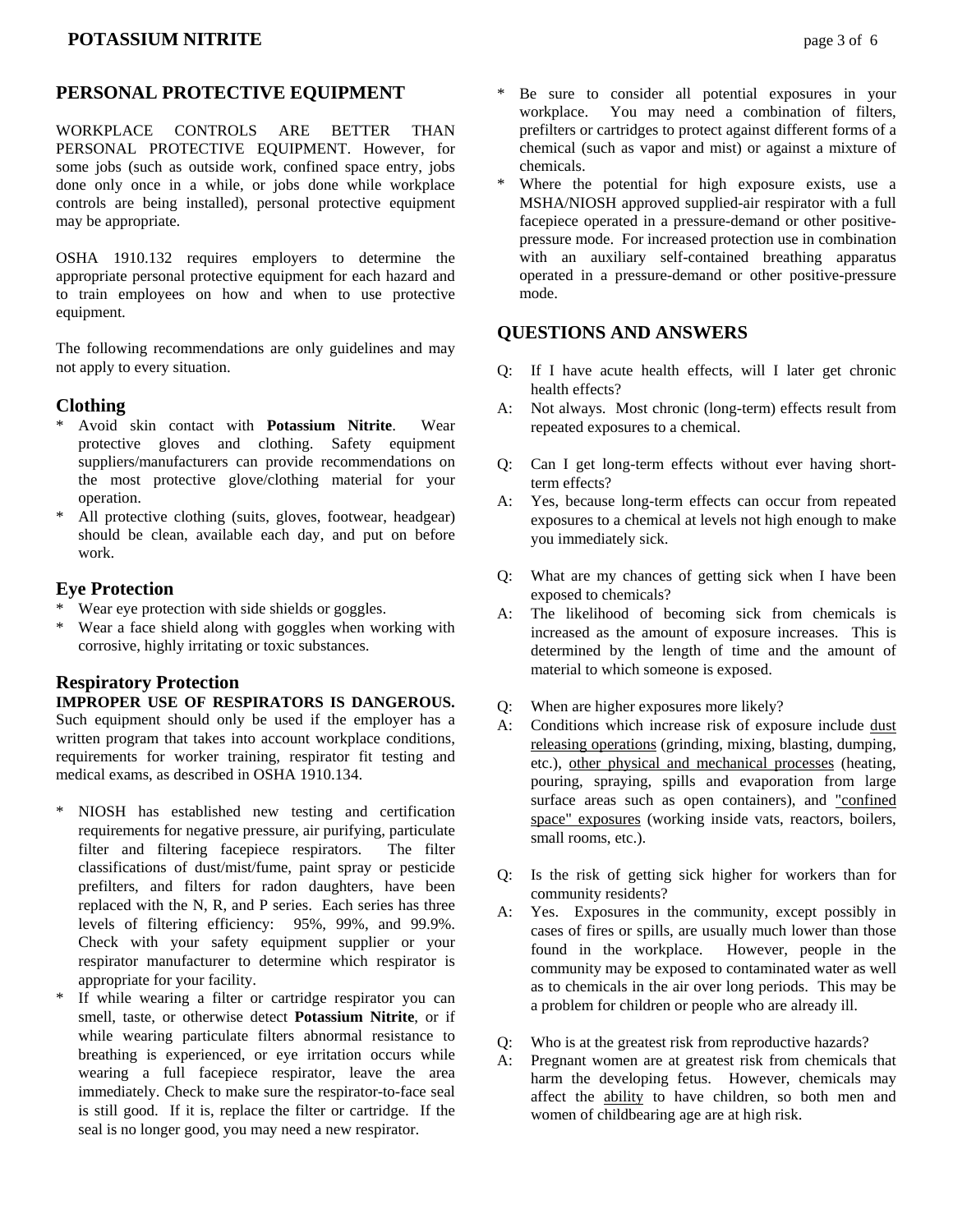## PERSONAL PROTECTIVE EQUIPMENT

WORKPLACE CONTROLS ARE BETTER THAN PERSONAL PROTECTIVE EQUIPMENT. However, for some jobs (such as outside work, confined space entry, jobs done only once in a while, or jobs done while workplace controls are being installed), personal protective equipment may be appropriate.

OSHA 1910.132 requires employers to determine the appropriate personal protective equipment for each hazard and to train employees on how and when to use protective equipment.

The following recommendations are only guidelines and may not apply to every situation.

### Clothing

* Avoid skin contact with **Potassium Nitrite**. Wear protective gloves and clothing. Safety equipment suppliers/manufacturers can provide recommendations on the most protective glove/clothing material for your operation.
* All protective clothing (suits, gloves, footwear, headgear) should be clean, available each day, and put on before work.

### Eye Protection

* Wear eye protection with side shields or goggles.
* Wear a face shield along with goggles when working with corrosive, highly irritating or toxic substances.

### Respiratory Protection

**IMPROPER USE OF RESPIRATORS IS DANGEROUS.** Such equipment should only be used if the employer has a written program that takes into account workplace conditions, requirements for worker training, respirator fit testing and medical exams, as described in OSHA 1910.134.

* NIOSH has established new testing and certification requirements for negative pressure, air purifying, particulate filter and filtering facepiece respirators. The filter classifications of dust/mist/fume, paint spray or pesticide prefilters, and filters for radon daughters, have been replaced with the N, R, and P series. Each series has three levels of filtering efficiency: 95%, 99%, and 99.9%. Check with your safety equipment supplier or your respirator manufacturer to determine which respirator is appropriate for your facility.
* If while wearing a filter or cartridge respirator you can smell, taste, or otherwise detect **Potassium Nitrite**, or if while wearing particulate filters abnormal resistance to breathing is experienced, or eye irritation occurs while wearing a full facepiece respirator, leave the area immediately. Check to make sure the respirator-to-face seal is still good. If it is, replace the filter or cartridge. If the seal is no longer good, you may need a new respirator.
* Be sure to consider all potential exposures in your workplace. You may need a combination of filters, prefilters or cartridges to protect against different forms of a chemical (such as vapor and mist) or against a mixture of chemicals.
* Where the potential for high exposure exists, use a MSHA/NIOSH approved supplied-air respirator with a full facepiece operated in a pressure-demand or other positive-pressure mode. For increased protection use in combination with an auxiliary self-contained breathing apparatus operated in a pressure-demand or other positive-pressure mode.

## QUESTIONS AND ANSWERS

Q: If I have acute health effects, will I later get chronic health effects?
A: Not always. Most chronic (long-term) effects result from repeated exposures to a chemical.

Q: Can I get long-term effects without ever having short-term effects?
A: Yes, because long-term effects can occur from repeated exposures to a chemical at levels not high enough to make you immediately sick.

Q: What are my chances of getting sick when I have been exposed to chemicals?
A: The likelihood of becoming sick from chemicals is increased as the amount of exposure increases. This is determined by the length of time and the amount of material to which someone is exposed.

Q: When are higher exposures more likely?
A: Conditions which increase risk of exposure include dust releasing operations (grinding, mixing, blasting, dumping, etc.), other physical and mechanical processes (heating, pouring, spraying, spills and evaporation from large surface areas such as open containers), and "confined space" exposures (working inside vats, reactors, boilers, small rooms, etc.).

Q: Is the risk of getting sick higher for workers than for community residents?
A: Yes. Exposures in the community, except possibly in cases of fires or spills, are usually much lower than those found in the workplace. However, people in the community may be exposed to contaminated water as well as to chemicals in the air over long periods. This may be a problem for children or people who are already ill.

Q: Who is at the greatest risk from reproductive hazards?
A: Pregnant women are at greatest risk from chemicals that harm the developing fetus. However, chemicals may affect the ability to have children, so both men and women of childbearing age are at high risk.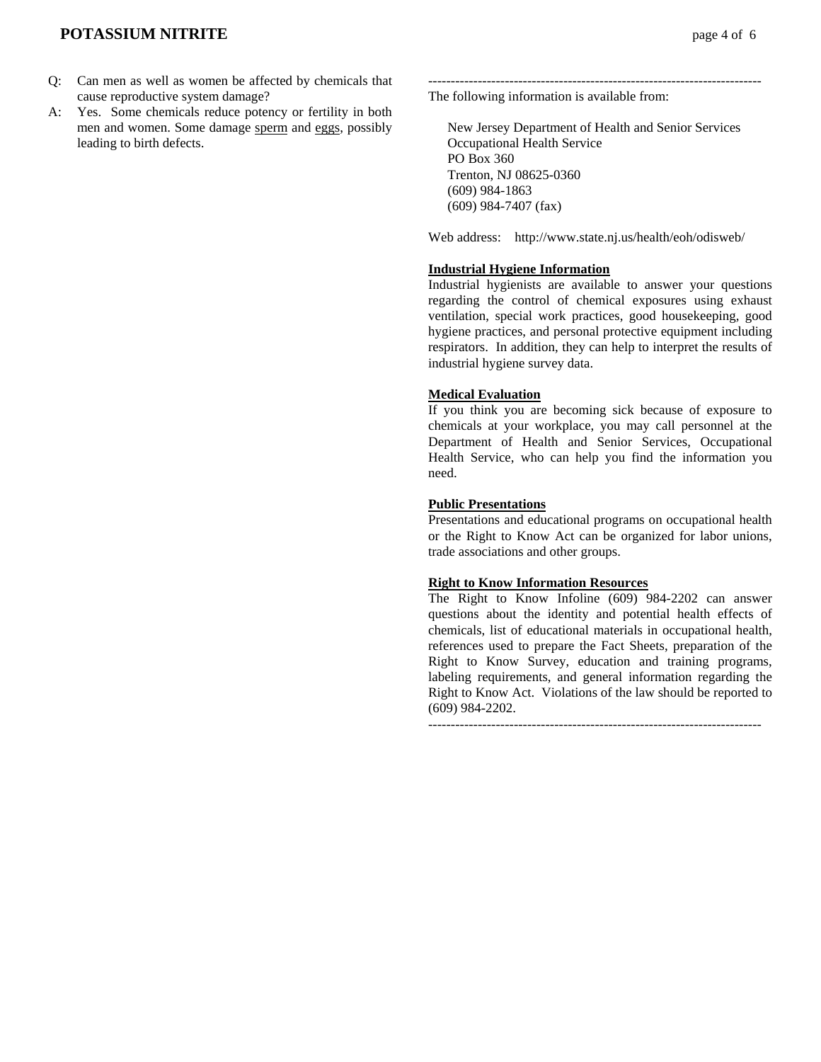Q: Can men as well as women be affected by chemicals that cause reproductive system damage?

A: Yes. Some chemicals reduce potency or fertility in both men and women. Some damage sperm and eggs, possibly leading to birth defects.

---

The following information is available from:

New Jersey Department of Health and Senior Services
Occupational Health Service
PO Box 360
Trenton, NJ 08625-0360
(609) 984-1863
(609) 984-7407 (fax)

Web address: http://www.state.nj.us/health/eoh/odisweb/

**Industrial Hygiene Information**

Industrial hygienists are available to answer your questions regarding the control of chemical exposures using exhaust ventilation, special work practices, good housekeeping, good hygiene practices, and personal protective equipment including respirators. In addition, they can help to interpret the results of industrial hygiene survey data.

**Medical Evaluation**

If you think you are becoming sick because of exposure to chemicals at your workplace, you may call personnel at the Department of Health and Senior Services, Occupational Health Service, who can help you find the information you need.

**Public Presentations**

Presentations and educational programs on occupational health or the Right to Know Act can be organized for labor unions, trade associations and other groups.

**Right to Know Information Resources**

The Right to Know Infoline (609) 984-2202 can answer questions about the identity and potential health effects of chemicals, list of educational materials in occupational health, references used to prepare the Fact Sheets, preparation of the Right to Know Survey, education and training programs, labeling requirements, and general information regarding the Right to Know Act. Violations of the law should be reported to (609) 984-2202.

---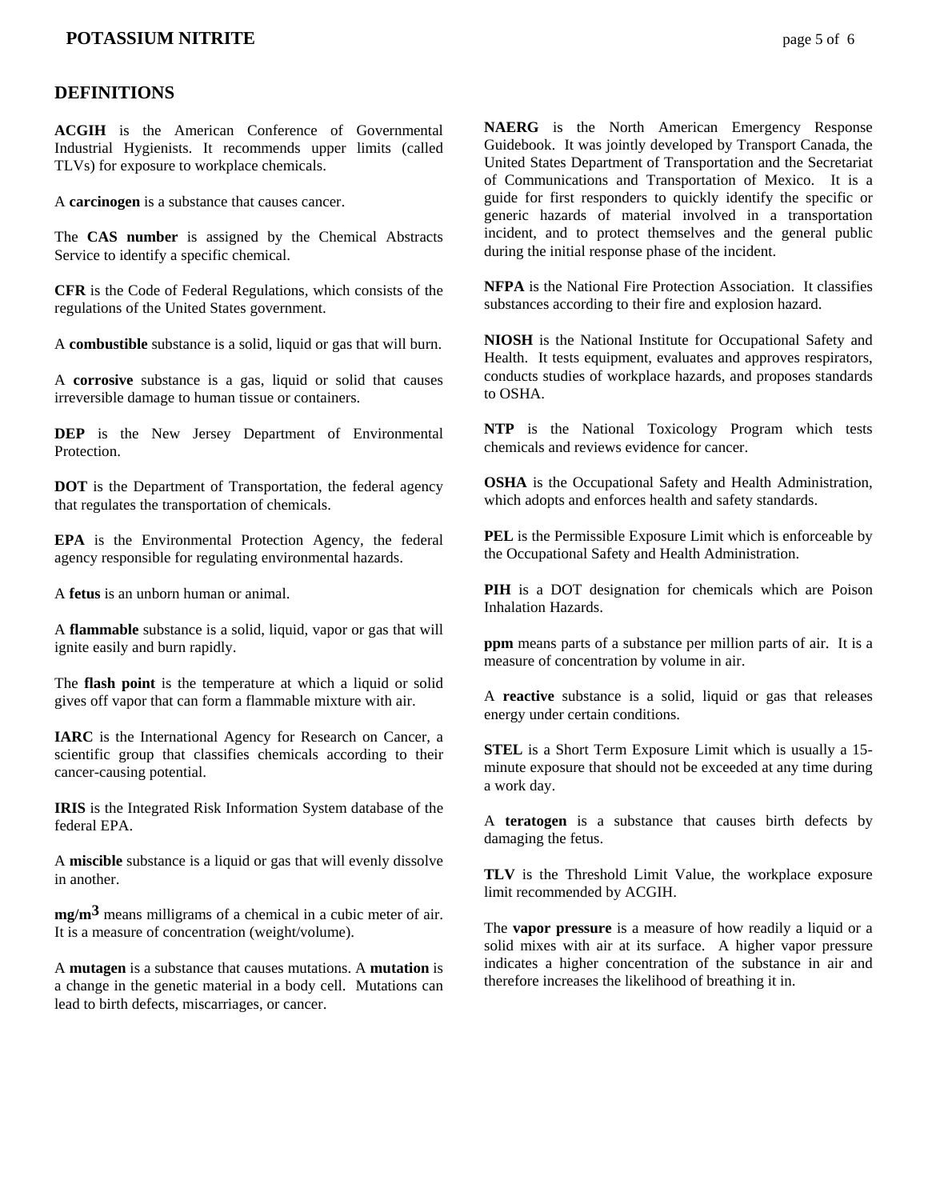## DEFINITIONS

**ACGIH** is the American Conference of Governmental Industrial Hygienists. It recommends upper limits (called TLVs) for exposure to workplace chemicals.

A **carcinogen** is a substance that causes cancer.

The **CAS number** is assigned by the Chemical Abstracts Service to identify a specific chemical.

**CFR** is the Code of Federal Regulations, which consists of the regulations of the United States government.

A **combustible** substance is a solid, liquid or gas that will burn.

A **corrosive** substance is a gas, liquid or solid that causes irreversible damage to human tissue or containers.

**DEP** is the New Jersey Department of Environmental Protection.

**DOT** is the Department of Transportation, the federal agency that regulates the transportation of chemicals.

**EPA** is the Environmental Protection Agency, the federal agency responsible for regulating environmental hazards.

A **fetus** is an unborn human or animal.

A **flammable** substance is a solid, liquid, vapor or gas that will ignite easily and burn rapidly.

The **flash point** is the temperature at which a liquid or solid gives off vapor that can form a flammable mixture with air.

**IARC** is the International Agency for Research on Cancer, a scientific group that classifies chemicals according to their cancer-causing potential.

**IRIS** is the Integrated Risk Information System database of the federal EPA.

A **miscible** substance is a liquid or gas that will evenly dissolve in another.

**mg/m$^3$** means milligrams of a chemical in a cubic meter of air. It is a measure of concentration (weight/volume).

A **mutagen** is a substance that causes mutations. A **mutation** is a change in the genetic material in a body cell. Mutations can lead to birth defects, miscarriages, or cancer.

**NAERG** is the North American Emergency Response Guidebook. It was jointly developed by Transport Canada, the United States Department of Transportation and the Secretariat of Communications and Transportation of Mexico. It is a guide for first responders to quickly identify the specific or generic hazards of material involved in a transportation incident, and to protect themselves and the general public during the initial response phase of the incident.

**NFPA** is the National Fire Protection Association. It classifies substances according to their fire and explosion hazard.

**NIOSH** is the National Institute for Occupational Safety and Health. It tests equipment, evaluates and approves respirators, conducts studies of workplace hazards, and proposes standards to OSHA.

**NTP** is the National Toxicology Program which tests chemicals and reviews evidence for cancer.

**OSHA** is the Occupational Safety and Health Administration, which adopts and enforces health and safety standards.

**PEL** is the Permissible Exposure Limit which is enforceable by the Occupational Safety and Health Administration.

**PIH** is a DOT designation for chemicals which are Poison Inhalation Hazards.

**ppm** means parts of a substance per million parts of air. It is a measure of concentration by volume in air.

A **reactive** substance is a solid, liquid or gas that releases energy under certain conditions.

**STEL** is a Short Term Exposure Limit which is usually a 15-minute exposure that should not be exceeded at any time during a work day.

A **teratogen** is a substance that causes birth defects by damaging the fetus.

**TLV** is the Threshold Limit Value, the workplace exposure limit recommended by ACGIH.

The **vapor pressure** is a measure of how readily a liquid or a solid mixes with air at its surface. A higher vapor pressure indicates a higher concentration of the substance in air and therefore increases the likelihood of breathing it in.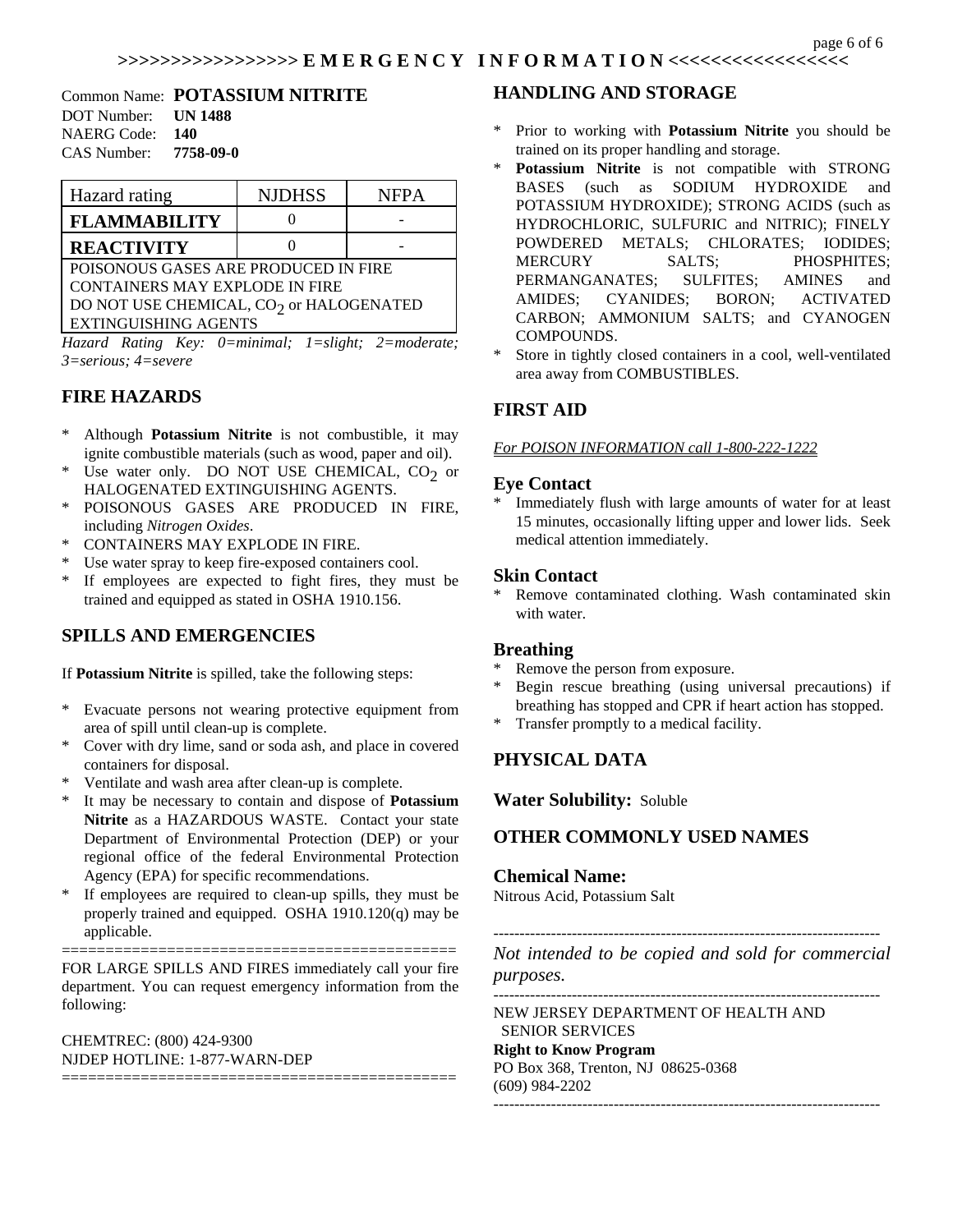# >>>>>>>>>>>>>>>>> E M E R G E N C Y   I N F O R M A T I O N <<<<<<<<<<<<<<<<<

Common Name: **POTASSIUM NITRITE**
DOT Number: **UN 1488**
NAERG Code: **140**
CAS Number: **7758-09-0**

| Hazard rating | NJDHSS | NFPA |
|---|---|---|
| **FLAMMABILITY** | 0 | - |
| **REACTIVITY** | 0 | - |
| POISONOUS GASES ARE PRODUCED IN FIRE<br>CONTAINERS MAY EXPLODE IN FIRE<br>DO NOT USE CHEMICAL, $CO_2$ or HALOGENATED EXTINGUISHING AGENTS | | |

*Hazard Rating Key: 0=minimal; 1=slight; 2=moderate; 3=serious; 4=severe*

## FIRE HAZARDS

* Although **Potassium Nitrite** is not combustible, it may ignite combustible materials (such as wood, paper and oil).
* Use water only. DO NOT USE CHEMICAL, $CO_2$ or HALOGENATED EXTINGUISHING AGENTS.
* POISONOUS GASES ARE PRODUCED IN FIRE, including *Nitrogen Oxides*.
* CONTAINERS MAY EXPLODE IN FIRE.
* Use water spray to keep fire-exposed containers cool.
* If employees are expected to fight fires, they must be trained and equipped as stated in OSHA 1910.156.

## SPILLS AND EMERGENCIES

If **Potassium Nitrite** is spilled, take the following steps:

* Evacuate persons not wearing protective equipment from area of spill until clean-up is complete.
* Cover with dry lime, sand or soda ash, and place in covered containers for disposal.
* Ventilate and wash area after clean-up is complete.
* It may be necessary to contain and dispose of **Potassium Nitrite** as a HAZARDOUS WASTE. Contact your state Department of Environmental Protection (DEP) or your regional office of the federal Environmental Protection Agency (EPA) for specific recommendations.
* If employees are required to clean-up spills, they must be properly trained and equipped. OSHA 1910.120(q) may be applicable.

============================================

FOR LARGE SPILLS AND FIRES immediately call your fire department. You can request emergency information from the following:

CHEMTREC: (800) 424-9300
NJDEP HOTLINE: 1-877-WARN-DEP

============================================

## HANDLING AND STORAGE

* Prior to working with **Potassium Nitrite** you should be trained on its proper handling and storage.
* **Potassium Nitrite** is not compatible with STRONG BASES (such as SODIUM HYDROXIDE and POTASSIUM HYDROXIDE); STRONG ACIDS (such as HYDROCHLORIC, SULFURIC and NITRIC); FINELY POWDERED METALS; CHLORATES; IODIDES; MERCURY SALTS; PHOSPHITES; PERMANGANATES; SULFITES; AMINES and AMIDES; CYANIDES; BORON; ACTIVATED CARBON; AMMONIUM SALTS; and CYANOGEN COMPOUNDS.
* Store in tightly closed containers in a cool, well-ventilated area away from COMBUSTIBLES.

## FIRST AID

*For POISON INFORMATION call 1-800-222-1222*

### Eye Contact

* Immediately flush with large amounts of water for at least 15 minutes, occasionally lifting upper and lower lids. Seek medical attention immediately.

### Skin Contact

* Remove contaminated clothing. Wash contaminated skin with water.

### Breathing

* Remove the person from exposure.
* Begin rescue breathing (using universal precautions) if breathing has stopped and CPR if heart action has stopped.
* Transfer promptly to a medical facility.

## PHYSICAL DATA

**Water Solubility:** Soluble

## OTHER COMMONLY USED NAMES

### Chemical Name:

Nitrous Acid, Potassium Salt

---

*Not intended to be copied and sold for commercial purposes.*

---

NEW JERSEY DEPARTMENT OF HEALTH AND SENIOR SERVICES
**Right to Know Program**
PO Box 368, Trenton, NJ 08625-0368
(609) 984-2202

---